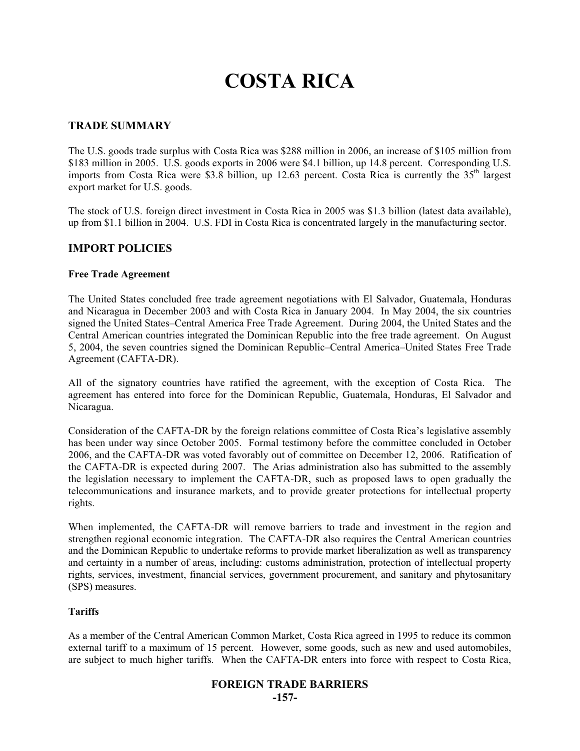# COSTA RICA

## TRADE SUMMARY

The U.S. goods trade surplus with Costa Rica was $288 million in 2006, an increase of $105 million from $183 million in 2005. U.S. goods exports in 2006 were $4.1 billion, up 14.8 percent. Corresponding U.S. imports from Costa Rica were $3.8 billion, up 12.63 percent. Costa Rica is currently the 35th largest export market for U.S. goods.

The stock of U.S. foreign direct investment in Costa Rica in 2005 was $1.3 billion (latest data available), up from $1.1 billion in 2004. U.S. FDI in Costa Rica is concentrated largely in the manufacturing sector.

## IMPORT POLICIES

### Free Trade Agreement

The United States concluded free trade agreement negotiations with El Salvador, Guatemala, Honduras and Nicaragua in December 2003 and with Costa Rica in January 2004. In May 2004, the six countries signed the United States–Central America Free Trade Agreement. During 2004, the United States and the Central American countries integrated the Dominican Republic into the free trade agreement. On August 5, 2004, the seven countries signed the Dominican Republic–Central America–United States Free Trade Agreement (CAFTA-DR).

All of the signatory countries have ratified the agreement, with the exception of Costa Rica. The agreement has entered into force for the Dominican Republic, Guatemala, Honduras, El Salvador and Nicaragua.

Consideration of the CAFTA-DR by the foreign relations committee of Costa Rica's legislative assembly has been under way since October 2005. Formal testimony before the committee concluded in October 2006, and the CAFTA-DR was voted favorably out of committee on December 12, 2006. Ratification of the CAFTA-DR is expected during 2007. The Arias administration also has submitted to the assembly the legislation necessary to implement the CAFTA-DR, such as proposed laws to open gradually the telecommunications and insurance markets, and to provide greater protections for intellectual property rights.

When implemented, the CAFTA-DR will remove barriers to trade and investment in the region and strengthen regional economic integration. The CAFTA-DR also requires the Central American countries and the Dominican Republic to undertake reforms to provide market liberalization as well as transparency and certainty in a number of areas, including: customs administration, protection of intellectual property rights, services, investment, financial services, government procurement, and sanitary and phytosanitary (SPS) measures.

### Tariffs

As a member of the Central American Common Market, Costa Rica agreed in 1995 to reduce its common external tariff to a maximum of 15 percent. However, some goods, such as new and used automobiles, are subject to much higher tariffs. When the CAFTA-DR enters into force with respect to Costa Rica,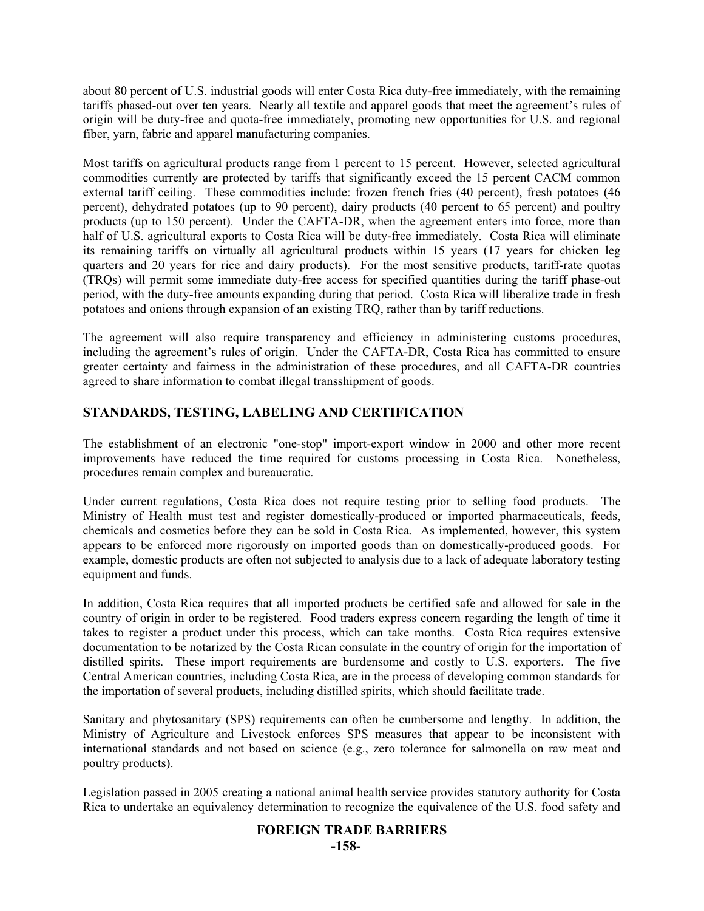about 80 percent of U.S. industrial goods will enter Costa Rica duty-free immediately, with the remaining tariffs phased-out over ten years. Nearly all textile and apparel goods that meet the agreement's rules of origin will be duty-free and quota-free immediately, promoting new opportunities for U.S. and regional fiber, yarn, fabric and apparel manufacturing companies.

Most tariffs on agricultural products range from 1 percent to 15 percent. However, selected agricultural commodities currently are protected by tariffs that significantly exceed the 15 percent CACM common external tariff ceiling. These commodities include: frozen french fries (40 percent), fresh potatoes (46 percent), dehydrated potatoes (up to 90 percent), dairy products (40 percent to 65 percent) and poultry products (up to 150 percent). Under the CAFTA-DR, when the agreement enters into force, more than half of U.S. agricultural exports to Costa Rica will be duty-free immediately. Costa Rica will eliminate its remaining tariffs on virtually all agricultural products within 15 years (17 years for chicken leg quarters and 20 years for rice and dairy products). For the most sensitive products, tariff-rate quotas (TRQs) will permit some immediate duty-free access for specified quantities during the tariff phase-out period, with the duty-free amounts expanding during that period. Costa Rica will liberalize trade in fresh potatoes and onions through expansion of an existing TRQ, rather than by tariff reductions.

The agreement will also require transparency and efficiency in administering customs procedures, including the agreement's rules of origin. Under the CAFTA-DR, Costa Rica has committed to ensure greater certainty and fairness in the administration of these procedures, and all CAFTA-DR countries agreed to share information to combat illegal transshipment of goods.

## STANDARDS, TESTING, LABELING AND CERTIFICATION

The establishment of an electronic "one-stop" import-export window in 2000 and other more recent improvements have reduced the time required for customs processing in Costa Rica. Nonetheless, procedures remain complex and bureaucratic.

Under current regulations, Costa Rica does not require testing prior to selling food products. The Ministry of Health must test and register domestically-produced or imported pharmaceuticals, feeds, chemicals and cosmetics before they can be sold in Costa Rica. As implemented, however, this system appears to be enforced more rigorously on imported goods than on domestically-produced goods. For example, domestic products are often not subjected to analysis due to a lack of adequate laboratory testing equipment and funds.

In addition, Costa Rica requires that all imported products be certified safe and allowed for sale in the country of origin in order to be registered. Food traders express concern regarding the length of time it takes to register a product under this process, which can take months. Costa Rica requires extensive documentation to be notarized by the Costa Rican consulate in the country of origin for the importation of distilled spirits. These import requirements are burdensome and costly to U.S. exporters. The five Central American countries, including Costa Rica, are in the process of developing common standards for the importation of several products, including distilled spirits, which should facilitate trade.

Sanitary and phytosanitary (SPS) requirements can often be cumbersome and lengthy. In addition, the Ministry of Agriculture and Livestock enforces SPS measures that appear to be inconsistent with international standards and not based on science (e.g., zero tolerance for salmonella on raw meat and poultry products).

Legislation passed in 2005 creating a national animal health service provides statutory authority for Costa Rica to undertake an equivalency determination to recognize the equivalence of the U.S. food safety and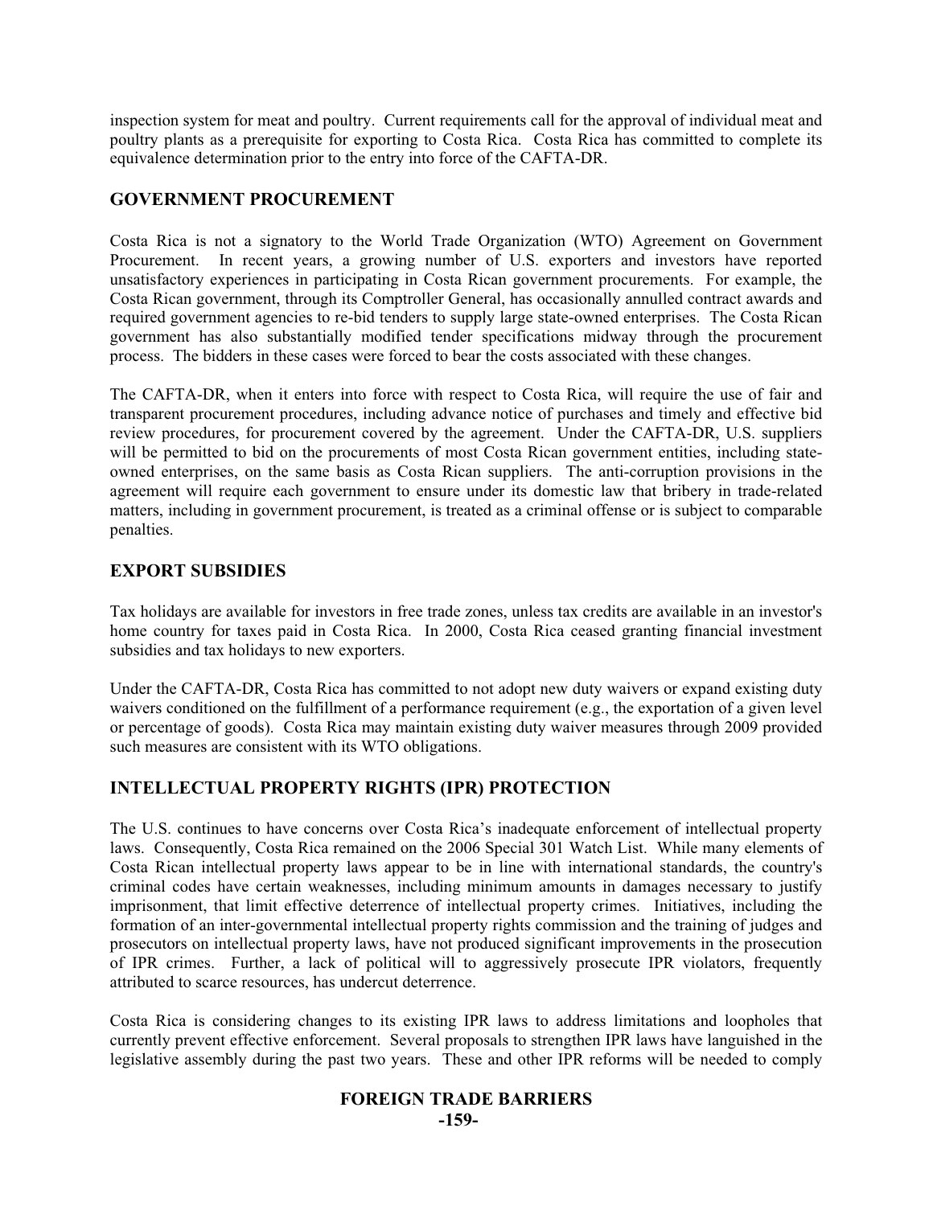inspection system for meat and poultry. Current requirements call for the approval of individual meat and poultry plants as a prerequisite for exporting to Costa Rica. Costa Rica has committed to complete its equivalence determination prior to the entry into force of the CAFTA-DR.

## GOVERNMENT PROCUREMENT

Costa Rica is not a signatory to the World Trade Organization (WTO) Agreement on Government Procurement. In recent years, a growing number of U.S. exporters and investors have reported unsatisfactory experiences in participating in Costa Rican government procurements. For example, the Costa Rican government, through its Comptroller General, has occasionally annulled contract awards and required government agencies to re-bid tenders to supply large state-owned enterprises. The Costa Rican government has also substantially modified tender specifications midway through the procurement process. The bidders in these cases were forced to bear the costs associated with these changes.

The CAFTA-DR, when it enters into force with respect to Costa Rica, will require the use of fair and transparent procurement procedures, including advance notice of purchases and timely and effective bid review procedures, for procurement covered by the agreement. Under the CAFTA-DR, U.S. suppliers will be permitted to bid on the procurements of most Costa Rican government entities, including state-owned enterprises, on the same basis as Costa Rican suppliers. The anti-corruption provisions in the agreement will require each government to ensure under its domestic law that bribery in trade-related matters, including in government procurement, is treated as a criminal offense or is subject to comparable penalties.

## EXPORT SUBSIDIES

Tax holidays are available for investors in free trade zones, unless tax credits are available in an investor's home country for taxes paid in Costa Rica. In 2000, Costa Rica ceased granting financial investment subsidies and tax holidays to new exporters.

Under the CAFTA-DR, Costa Rica has committed to not adopt new duty waivers or expand existing duty waivers conditioned on the fulfillment of a performance requirement (e.g., the exportation of a given level or percentage of goods). Costa Rica may maintain existing duty waiver measures through 2009 provided such measures are consistent with its WTO obligations.

## INTELLECTUAL PROPERTY RIGHTS (IPR) PROTECTION

The U.S. continues to have concerns over Costa Rica's inadequate enforcement of intellectual property laws. Consequently, Costa Rica remained on the 2006 Special 301 Watch List. While many elements of Costa Rican intellectual property laws appear to be in line with international standards, the country's criminal codes have certain weaknesses, including minimum amounts in damages necessary to justify imprisonment, that limit effective deterrence of intellectual property crimes. Initiatives, including the formation of an inter-governmental intellectual property rights commission and the training of judges and prosecutors on intellectual property laws, have not produced significant improvements in the prosecution of IPR crimes. Further, a lack of political will to aggressively prosecute IPR violators, frequently attributed to scarce resources, has undercut deterrence.

Costa Rica is considering changes to its existing IPR laws to address limitations and loopholes that currently prevent effective enforcement. Several proposals to strengthen IPR laws have languished in the legislative assembly during the past two years. These and other IPR reforms will be needed to comply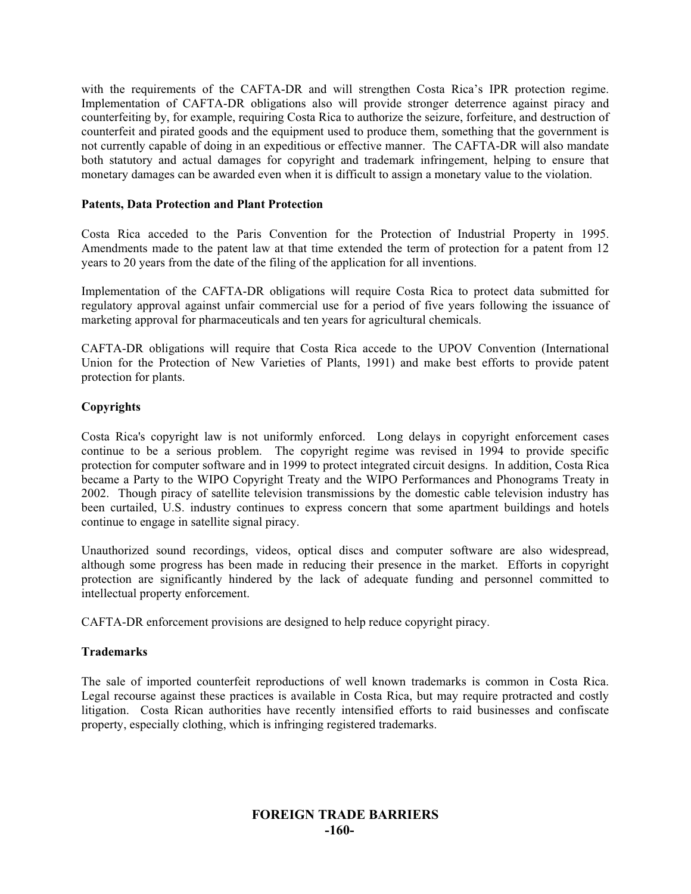with the requirements of the CAFTA-DR and will strengthen Costa Rica's IPR protection regime. Implementation of CAFTA-DR obligations also will provide stronger deterrence against piracy and counterfeiting by, for example, requiring Costa Rica to authorize the seizure, forfeiture, and destruction of counterfeit and pirated goods and the equipment used to produce them, something that the government is not currently capable of doing in an expeditious or effective manner. The CAFTA-DR will also mandate both statutory and actual damages for copyright and trademark infringement, helping to ensure that monetary damages can be awarded even when it is difficult to assign a monetary value to the violation.

**Patents, Data Protection and Plant Protection**

Costa Rica acceded to the Paris Convention for the Protection of Industrial Property in 1995. Amendments made to the patent law at that time extended the term of protection for a patent from 12 years to 20 years from the date of the filing of the application for all inventions.

Implementation of the CAFTA-DR obligations will require Costa Rica to protect data submitted for regulatory approval against unfair commercial use for a period of five years following the issuance of marketing approval for pharmaceuticals and ten years for agricultural chemicals.

CAFTA-DR obligations will require that Costa Rica accede to the UPOV Convention (International Union for the Protection of New Varieties of Plants, 1991) and make best efforts to provide patent protection for plants.

**Copyrights**

Costa Rica's copyright law is not uniformly enforced. Long delays in copyright enforcement cases continue to be a serious problem. The copyright regime was revised in 1994 to provide specific protection for computer software and in 1999 to protect integrated circuit designs. In addition, Costa Rica became a Party to the WIPO Copyright Treaty and the WIPO Performances and Phonograms Treaty in 2002. Though piracy of satellite television transmissions by the domestic cable television industry has been curtailed, U.S. industry continues to express concern that some apartment buildings and hotels continue to engage in satellite signal piracy.

Unauthorized sound recordings, videos, optical discs and computer software are also widespread, although some progress has been made in reducing their presence in the market. Efforts in copyright protection are significantly hindered by the lack of adequate funding and personnel committed to intellectual property enforcement.

CAFTA-DR enforcement provisions are designed to help reduce copyright piracy.

**Trademarks**

The sale of imported counterfeit reproductions of well known trademarks is common in Costa Rica. Legal recourse against these practices is available in Costa Rica, but may require protracted and costly litigation. Costa Rican authorities have recently intensified efforts to raid businesses and confiscate property, especially clothing, which is infringing registered trademarks.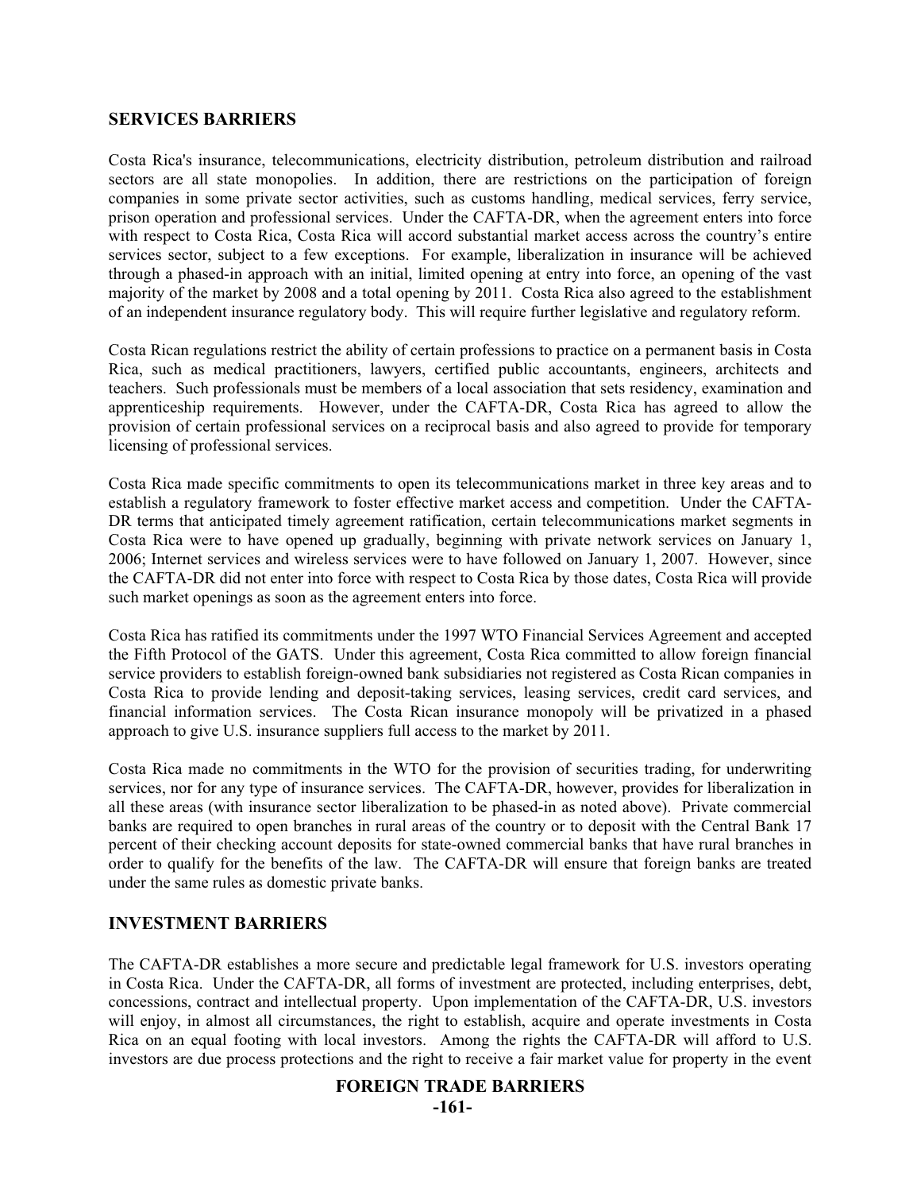## SERVICES BARRIERS

Costa Rica's insurance, telecommunications, electricity distribution, petroleum distribution and railroad sectors are all state monopolies. In addition, there are restrictions on the participation of foreign companies in some private sector activities, such as customs handling, medical services, ferry service, prison operation and professional services. Under the CAFTA-DR, when the agreement enters into force with respect to Costa Rica, Costa Rica will accord substantial market access across the country's entire services sector, subject to a few exceptions. For example, liberalization in insurance will be achieved through a phased-in approach with an initial, limited opening at entry into force, an opening of the vast majority of the market by 2008 and a total opening by 2011. Costa Rica also agreed to the establishment of an independent insurance regulatory body. This will require further legislative and regulatory reform.

Costa Rican regulations restrict the ability of certain professions to practice on a permanent basis in Costa Rica, such as medical practitioners, lawyers, certified public accountants, engineers, architects and teachers. Such professionals must be members of a local association that sets residency, examination and apprenticeship requirements. However, under the CAFTA-DR, Costa Rica has agreed to allow the provision of certain professional services on a reciprocal basis and also agreed to provide for temporary licensing of professional services.

Costa Rica made specific commitments to open its telecommunications market in three key areas and to establish a regulatory framework to foster effective market access and competition. Under the CAFTA-DR terms that anticipated timely agreement ratification, certain telecommunications market segments in Costa Rica were to have opened up gradually, beginning with private network services on January 1, 2006; Internet services and wireless services were to have followed on January 1, 2007. However, since the CAFTA-DR did not enter into force with respect to Costa Rica by those dates, Costa Rica will provide such market openings as soon as the agreement enters into force.

Costa Rica has ratified its commitments under the 1997 WTO Financial Services Agreement and accepted the Fifth Protocol of the GATS. Under this agreement, Costa Rica committed to allow foreign financial service providers to establish foreign-owned bank subsidiaries not registered as Costa Rican companies in Costa Rica to provide lending and deposit-taking services, leasing services, credit card services, and financial information services. The Costa Rican insurance monopoly will be privatized in a phased approach to give U.S. insurance suppliers full access to the market by 2011.

Costa Rica made no commitments in the WTO for the provision of securities trading, for underwriting services, nor for any type of insurance services. The CAFTA-DR, however, provides for liberalization in all these areas (with insurance sector liberalization to be phased-in as noted above). Private commercial banks are required to open branches in rural areas of the country or to deposit with the Central Bank 17 percent of their checking account deposits for state-owned commercial banks that have rural branches in order to qualify for the benefits of the law. The CAFTA-DR will ensure that foreign banks are treated under the same rules as domestic private banks.

## INVESTMENT BARRIERS

The CAFTA-DR establishes a more secure and predictable legal framework for U.S. investors operating in Costa Rica. Under the CAFTA-DR, all forms of investment are protected, including enterprises, debt, concessions, contract and intellectual property. Upon implementation of the CAFTA-DR, U.S. investors will enjoy, in almost all circumstances, the right to establish, acquire and operate investments in Costa Rica on an equal footing with local investors. Among the rights the CAFTA-DR will afford to U.S. investors are due process protections and the right to receive a fair market value for property in the event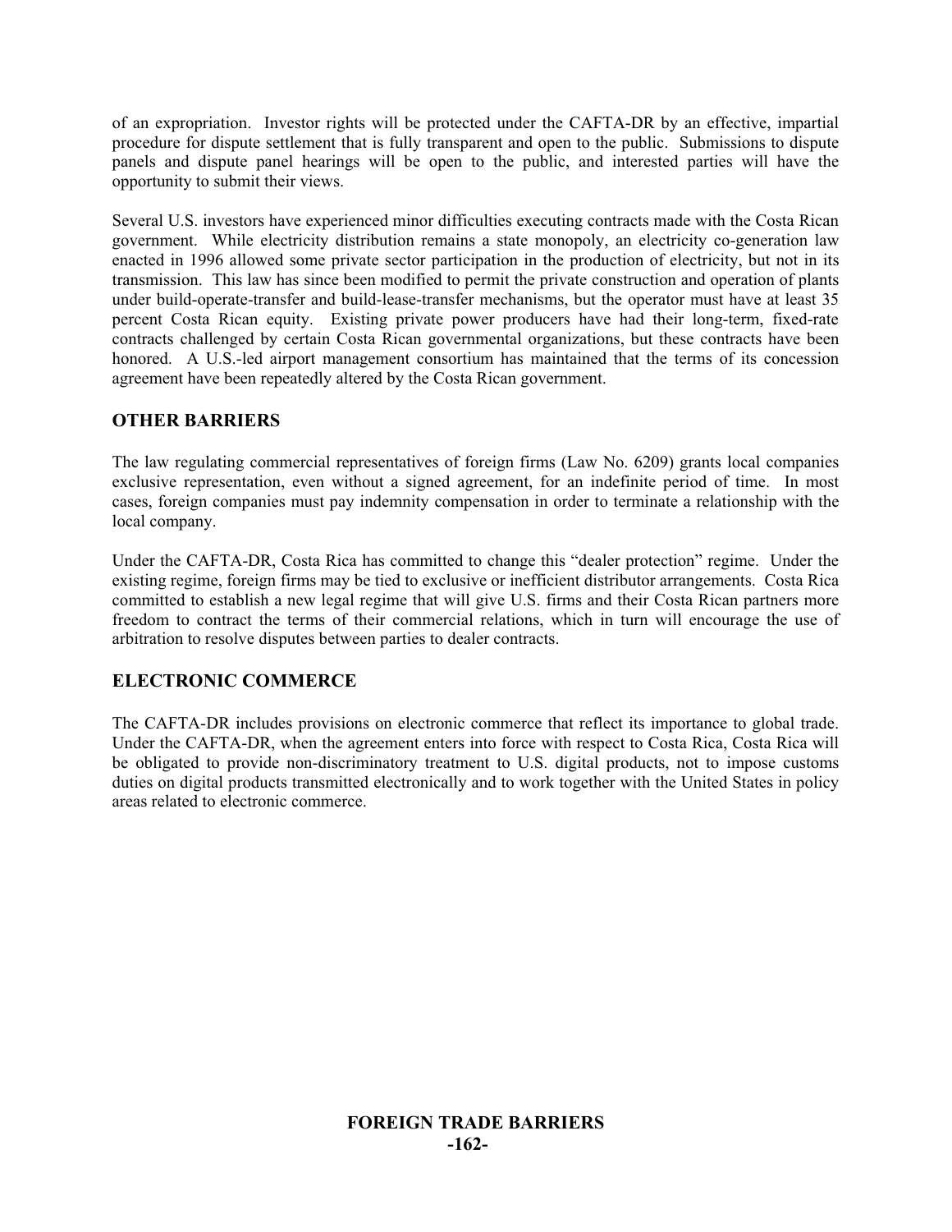of an expropriation. Investor rights will be protected under the CAFTA-DR by an effective, impartial procedure for dispute settlement that is fully transparent and open to the public. Submissions to dispute panels and dispute panel hearings will be open to the public, and interested parties will have the opportunity to submit their views.

Several U.S. investors have experienced minor difficulties executing contracts made with the Costa Rican government. While electricity distribution remains a state monopoly, an electricity co-generation law enacted in 1996 allowed some private sector participation in the production of electricity, but not in its transmission. This law has since been modified to permit the private construction and operation of plants under build-operate-transfer and build-lease-transfer mechanisms, but the operator must have at least 35 percent Costa Rican equity. Existing private power producers have had their long-term, fixed-rate contracts challenged by certain Costa Rican governmental organizations, but these contracts have been honored. A U.S.-led airport management consortium has maintained that the terms of its concession agreement have been repeatedly altered by the Costa Rican government.

## OTHER BARRIERS

The law regulating commercial representatives of foreign firms (Law No. 6209) grants local companies exclusive representation, even without a signed agreement, for an indefinite period of time. In most cases, foreign companies must pay indemnity compensation in order to terminate a relationship with the local company.

Under the CAFTA-DR, Costa Rica has committed to change this "dealer protection" regime. Under the existing regime, foreign firms may be tied to exclusive or inefficient distributor arrangements. Costa Rica committed to establish a new legal regime that will give U.S. firms and their Costa Rican partners more freedom to contract the terms of their commercial relations, which in turn will encourage the use of arbitration to resolve disputes between parties to dealer contracts.

## ELECTRONIC COMMERCE

The CAFTA-DR includes provisions on electronic commerce that reflect its importance to global trade. Under the CAFTA-DR, when the agreement enters into force with respect to Costa Rica, Costa Rica will be obligated to provide non-discriminatory treatment to U.S. digital products, not to impose customs duties on digital products transmitted electronically and to work together with the United States in policy areas related to electronic commerce.